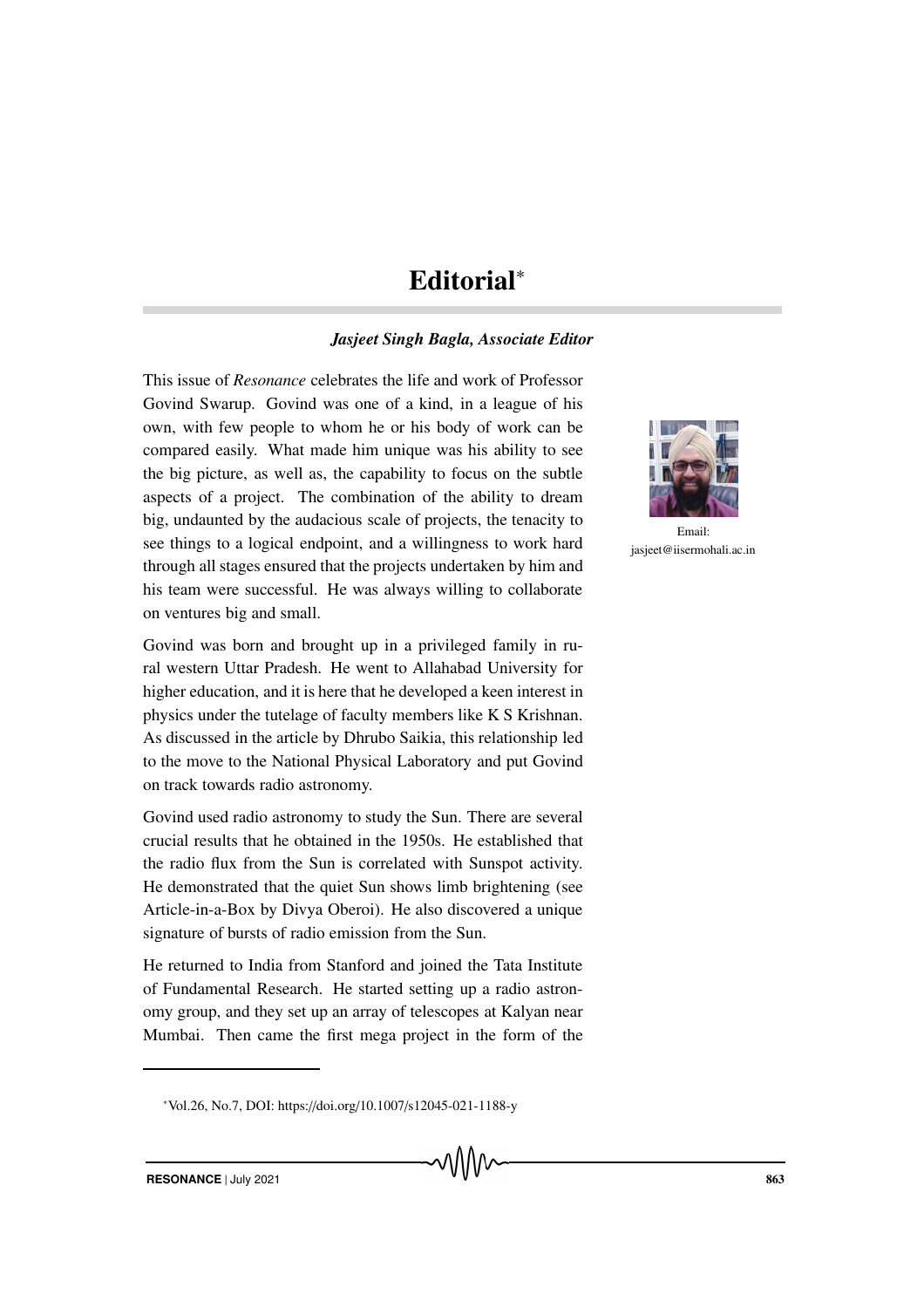# Editorial*

***Jasjeet Singh Bagla, Associate Editor***

Email: jasjeet@iisermohali.ac.in

This issue of *Resonance* celebrates the life and work of Professor Govind Swarup. Govind was one of a kind, in a league of his own, with few people to whom he or his body of work can be compared easily. What made him unique was his ability to see the big picture, as well as, the capability to focus on the subtle aspects of a project. The combination of the ability to dream big, undaunted by the audacious scale of projects, the tenacity to see things to a logical endpoint, and a willingness to work hard through all stages ensured that the projects undertaken by him and his team were successful. He was always willing to collaborate on ventures big and small.

Govind was born and brought up in a privileged family in rural western Uttar Pradesh. He went to Allahabad University for higher education, and it is here that he developed a keen interest in physics under the tutelage of faculty members like K S Krishnan. As discussed in the article by Dhrubo Saikia, this relationship led to the move to the National Physical Laboratory and put Govind on track towards radio astronomy.

Govind used radio astronomy to study the Sun. There are several crucial results that he obtained in the 1950s. He established that the radio flux from the Sun is correlated with Sunspot activity. He demonstrated that the quiet Sun shows limb brightening (see Article-in-a-Box by Divya Oberoi). He also discovered a unique signature of bursts of radio emission from the Sun.

He returned to India from Stanford and joined the Tata Institute of Fundamental Research. He started setting up a radio astronomy group, and they set up an array of telescopes at Kalyan near Mumbai. Then came the first mega project in the form of the

*Vol.26, No.7, DOI: https://doi.org/10.1007/s12045-021-1188-y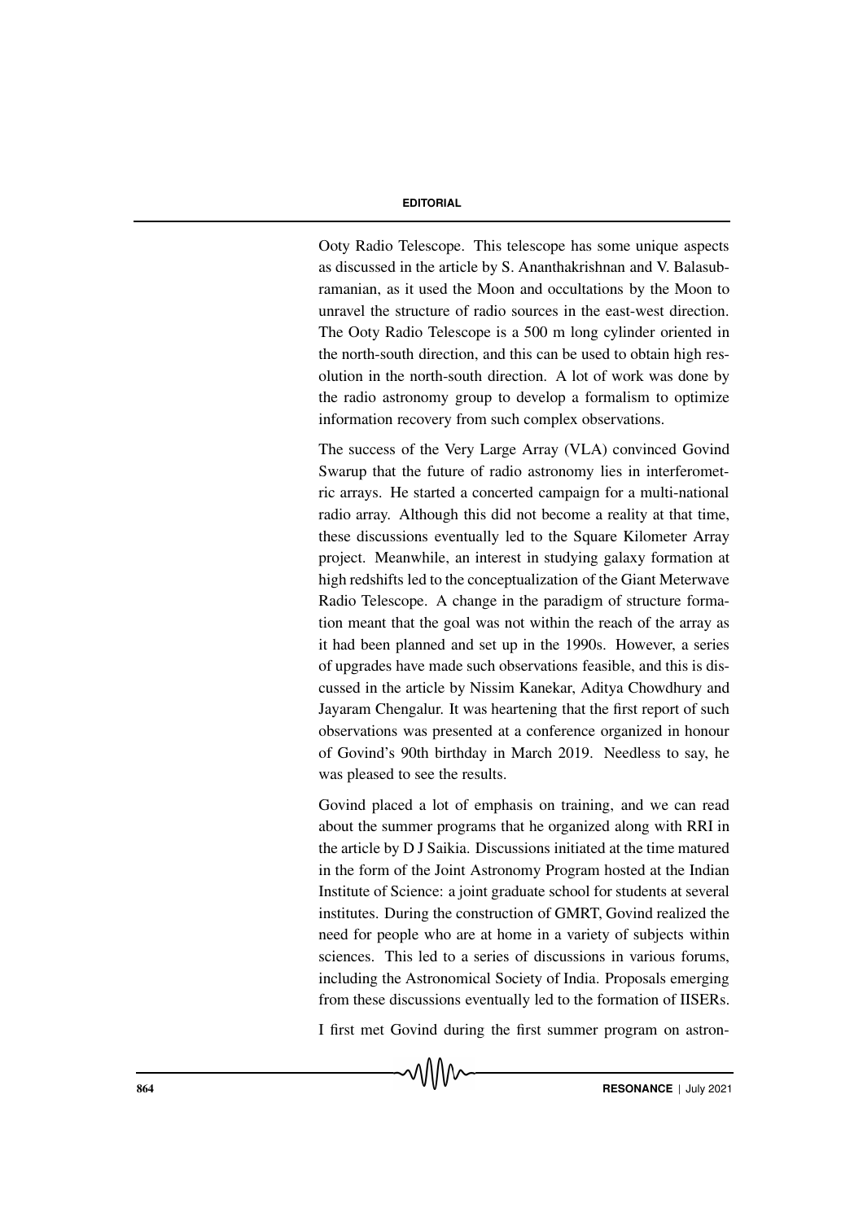Ooty Radio Telescope. This telescope has some unique aspects as discussed in the article by S. Ananthakrishnan and V. Balasubramanian, as it used the Moon and occultations by the Moon to unravel the structure of radio sources in the east-west direction. The Ooty Radio Telescope is a 500 m long cylinder oriented in the north-south direction, and this can be used to obtain high resolution in the north-south direction. A lot of work was done by the radio astronomy group to develop a formalism to optimize information recovery from such complex observations.

The success of the Very Large Array (VLA) convinced Govind Swarup that the future of radio astronomy lies in interferometric arrays. He started a concerted campaign for a multi-national radio array. Although this did not become a reality at that time, these discussions eventually led to the Square Kilometer Array project. Meanwhile, an interest in studying galaxy formation at high redshifts led to the conceptualization of the Giant Meterwave Radio Telescope. A change in the paradigm of structure formation meant that the goal was not within the reach of the array as it had been planned and set up in the 1990s. However, a series of upgrades have made such observations feasible, and this is discussed in the article by Nissim Kanekar, Aditya Chowdhury and Jayaram Chengalur. It was heartening that the first report of such observations was presented at a conference organized in honour of Govind's 90th birthday in March 2019. Needless to say, he was pleased to see the results.

Govind placed a lot of emphasis on training, and we can read about the summer programs that he organized along with RRI in the article by D J Saikia. Discussions initiated at the time matured in the form of the Joint Astronomy Program hosted at the Indian Institute of Science: a joint graduate school for students at several institutes. During the construction of GMRT, Govind realized the need for people who are at home in a variety of subjects within sciences. This led to a series of discussions in various forums, including the Astronomical Society of India. Proposals emerging from these discussions eventually led to the formation of IISERs.

I first met Govind during the first summer program on astron-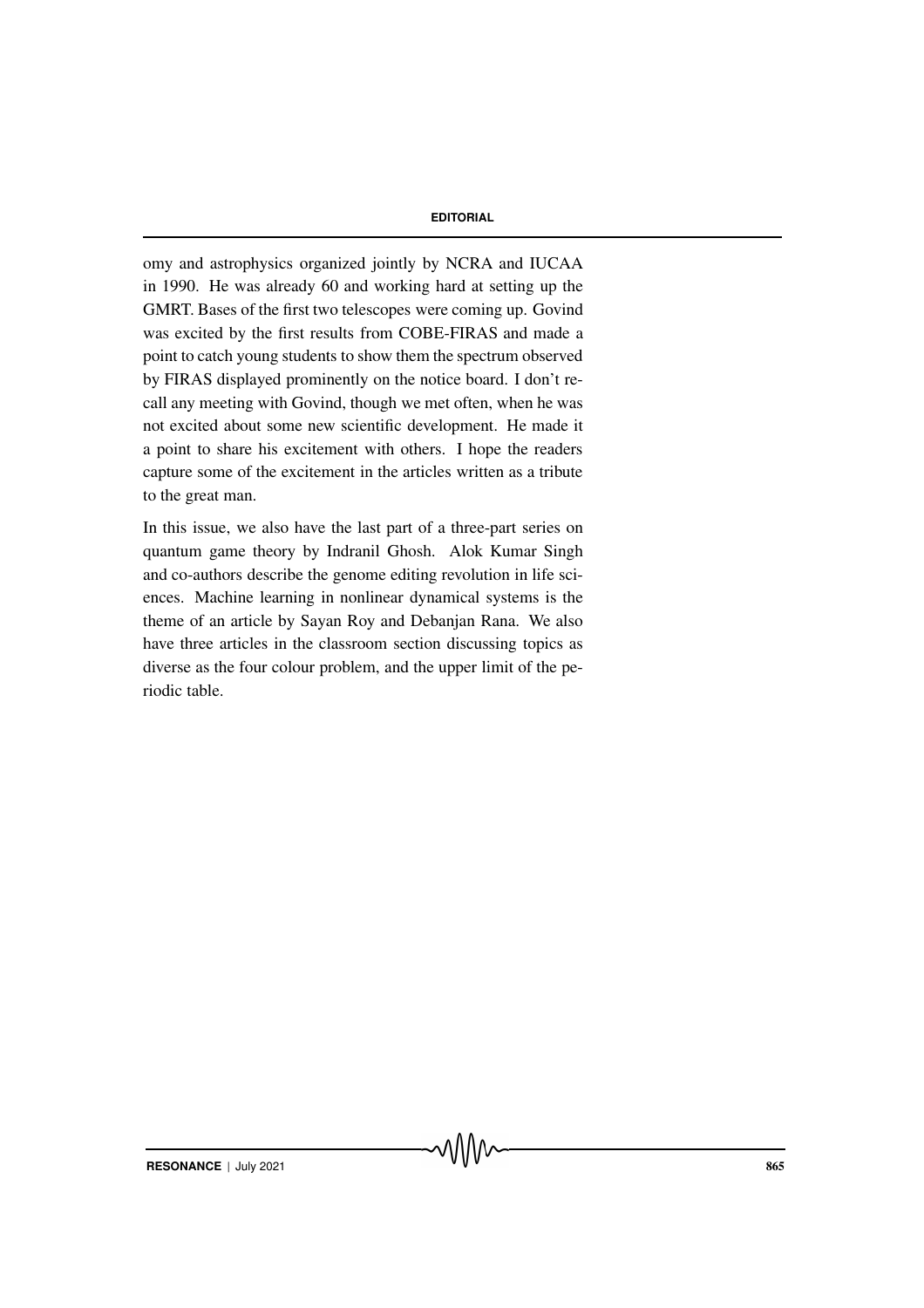omy and astrophysics organized jointly by NCRA and IUCAA in 1990. He was already 60 and working hard at setting up the GMRT. Bases of the first two telescopes were coming up. Govind was excited by the first results from COBE-FIRAS and made a point to catch young students to show them the spectrum observed by FIRAS displayed prominently on the notice board. I don't recall any meeting with Govind, though we met often, when he was not excited about some new scientific development. He made it a point to share his excitement with others. I hope the readers capture some of the excitement in the articles written as a tribute to the great man.

In this issue, we also have the last part of a three-part series on quantum game theory by Indranil Ghosh. Alok Kumar Singh and co-authors describe the genome editing revolution in life sciences. Machine learning in nonlinear dynamical systems is the theme of an article by Sayan Roy and Debanjan Rana. We also have three articles in the classroom section discussing topics as diverse as the four colour problem, and the upper limit of the periodic table.